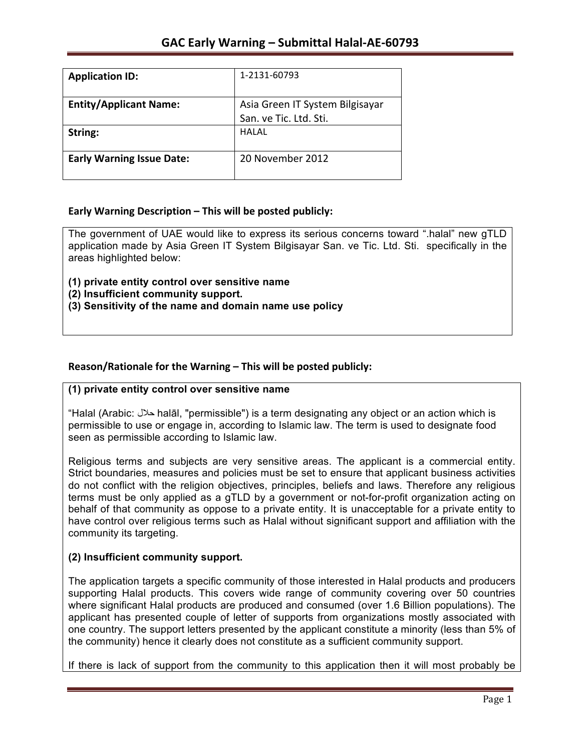# GAC Early Warning – Submittal Halal-AE-60793

| Application ID: | 1-2131-60793 |
|---|---|
| Entity/Applicant Name: | Asia Green IT System Bilgisayar San. ve Tic. Ltd. Sti. |
| String: | HALAL |
| Early Warning Issue Date: | 20 November 2012 |

## Early Warning Description – This will be posted publicly:

The government of UAE would like to express its serious concerns toward ".halal" new gTLD application made by Asia Green IT System Bilgisayar San. ve Tic. Ltd. Sti. specifically in the areas highlighted below:

**(1) private entity control over sensitive name**
**(2) Insufficient community support.**
**(3) Sensitivity of the name and domain name use policy**

## Reason/Rationale for the Warning – This will be posted publicly:

**(1) private entity control over sensitive name**

"Halal (Arabic: حلال halāl, "permissible") is a term designating any object or an action which is permissible to use or engage in, according to Islamic law. The term is used to designate food seen as permissible according to Islamic law.

Religious terms and subjects are very sensitive areas. The applicant is a commercial entity. Strict boundaries, measures and policies must be set to ensure that applicant business activities do not conflict with the religion objectives, principles, beliefs and laws. Therefore any religious terms must be only applied as a gTLD by a government or not-for-profit organization acting on behalf of that community as oppose to a private entity. It is unacceptable for a private entity to have control over religious terms such as Halal without significant support and affiliation with the community its targeting.

**(2) Insufficient community support.**

The application targets a specific community of those interested in Halal products and producers supporting Halal products. This covers wide range of community covering over 50 countries where significant Halal products are produced and consumed (over 1.6 Billion populations). The applicant has presented couple of letter of supports from organizations mostly associated with one country. The support letters presented by the applicant constitute a minority (less than 5% of the community) hence it clearly does not constitute as a sufficient community support.

If there is lack of support from the community to this application then it will most probably be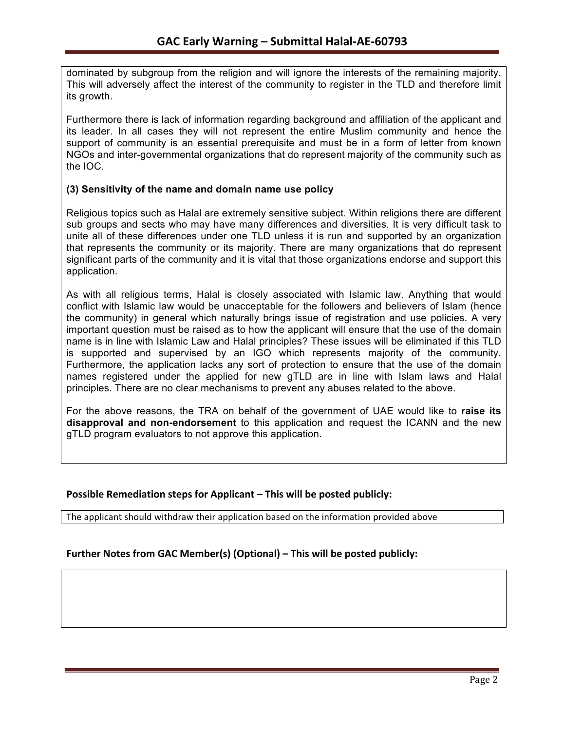dominated by subgroup from the religion and will ignore the interests of the remaining majority. This will adversely affect the interest of the community to register in the TLD and therefore limit its growth.

Furthermore there is lack of information regarding background and affiliation of the applicant and its leader. In all cases they will not represent the entire Muslim community and hence the support of community is an essential prerequisite and must be in a form of letter from known NGOs and inter-governmental organizations that do represent majority of the community such as the IOC.

**(3) Sensitivity of the name and domain name use policy**

Religious topics such as Halal are extremely sensitive subject. Within religions there are different sub groups and sects who may have many differences and diversities. It is very difficult task to unite all of these differences under one TLD unless it is run and supported by an organization that represents the community or its majority. There are many organizations that do represent significant parts of the community and it is vital that those organizations endorse and support this application.

As with all religious terms, Halal is closely associated with Islamic law. Anything that would conflict with Islamic law would be unacceptable for the followers and believers of Islam (hence the community) in general which naturally brings issue of registration and use policies. A very important question must be raised as to how the applicant will ensure that the use of the domain name is in line with Islamic Law and Halal principles? These issues will be eliminated if this TLD is supported and supervised by an IGO which represents majority of the community. Furthermore, the application lacks any sort of protection to ensure that the use of the domain names registered under the applied for new gTLD are in line with Islam laws and Halal principles. There are no clear mechanisms to prevent any abuses related to the above.

For the above reasons, the TRA on behalf of the government of UAE would like to **raise its disapproval and non-endorsement** to this application and request the ICANN and the new gTLD program evaluators to not approve this application.

## Possible Remediation steps for Applicant – This will be posted publicly:

The applicant should withdraw their application based on the information provided above

## Further Notes from GAC Member(s) (Optional) – This will be posted publicly: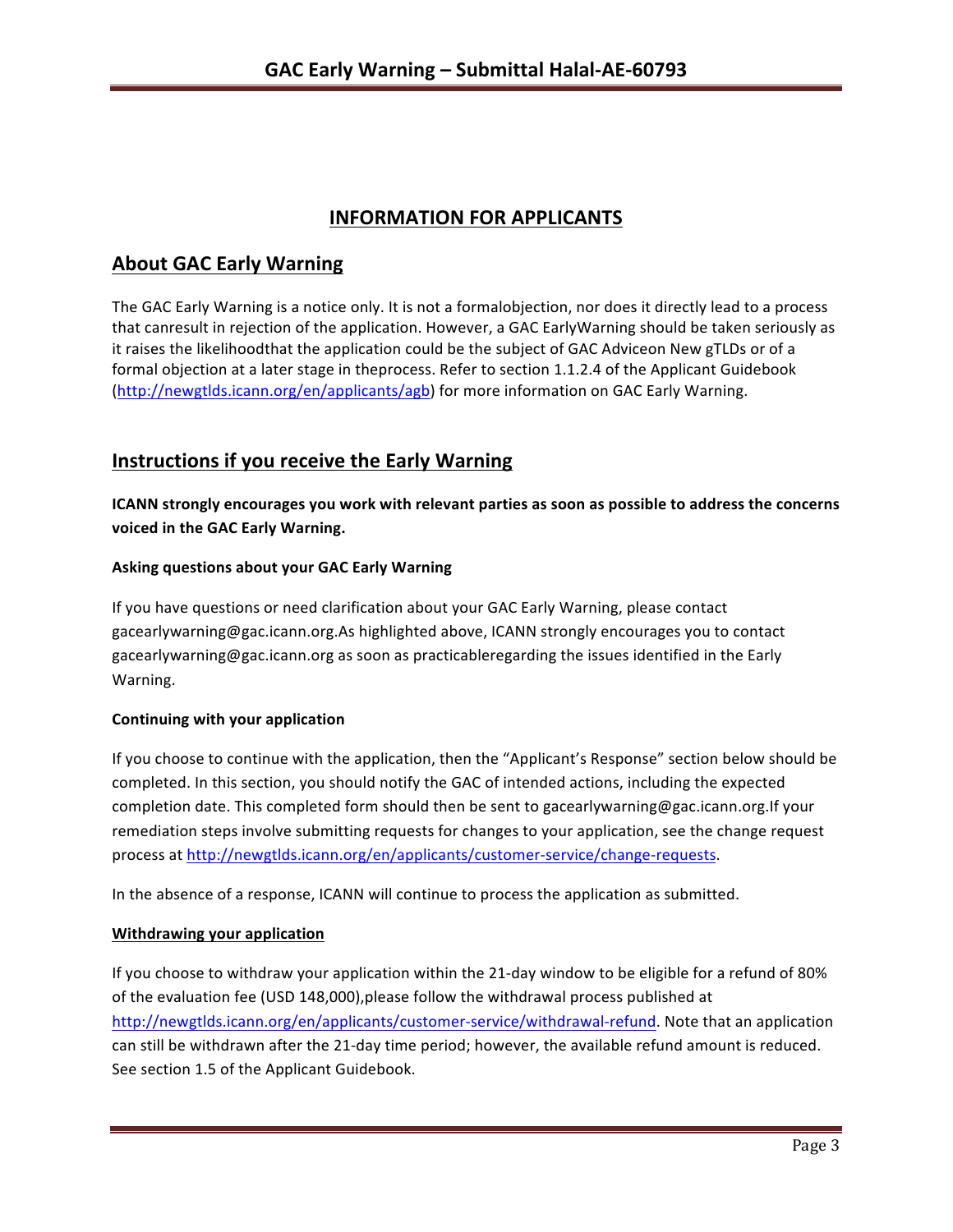# INFORMATION FOR APPLICANTS

## About GAC Early Warning

The GAC Early Warning is a notice only. It is not a formalobjection, nor does it directly lead to a process that canresult in rejection of the application. However, a GAC EarlyWarning should be taken seriously as it raises the likelihoodthat the application could be the subject of GAC Adviceon New gTLDs or of a formal objection at a later stage in theprocess. Refer to section 1.1.2.4 of the Applicant Guidebook (http://newgtlds.icann.org/en/applicants/agb) for more information on GAC Early Warning.

## Instructions if you receive the Early Warning

**ICANN strongly encourages you work with relevant parties as soon as possible to address the concerns voiced in the GAC Early Warning.**

### Asking questions about your GAC Early Warning

If you have questions or need clarification about your GAC Early Warning, please contact gacearlywarning@gac.icann.org.As highlighted above, ICANN strongly encourages you to contact gacearlywarning@gac.icann.org as soon as practicableregarding the issues identified in the Early Warning.

### Continuing with your application

If you choose to continue with the application, then the "Applicant's Response" section below should be completed. In this section, you should notify the GAC of intended actions, including the expected completion date. This completed form should then be sent to gacearlywarning@gac.icann.org.If your remediation steps involve submitting requests for changes to your application, see the change request process at http://newgtlds.icann.org/en/applicants/customer-service/change-requests.

In the absence of a response, ICANN will continue to process the application as submitted.

### Withdrawing your application

If you choose to withdraw your application within the 21-day window to be eligible for a refund of 80% of the evaluation fee (USD 148,000),please follow the withdrawal process published at http://newgtlds.icann.org/en/applicants/customer-service/withdrawal-refund. Note that an application can still be withdrawn after the 21-day time period; however, the available refund amount is reduced. See section 1.5 of the Applicant Guidebook.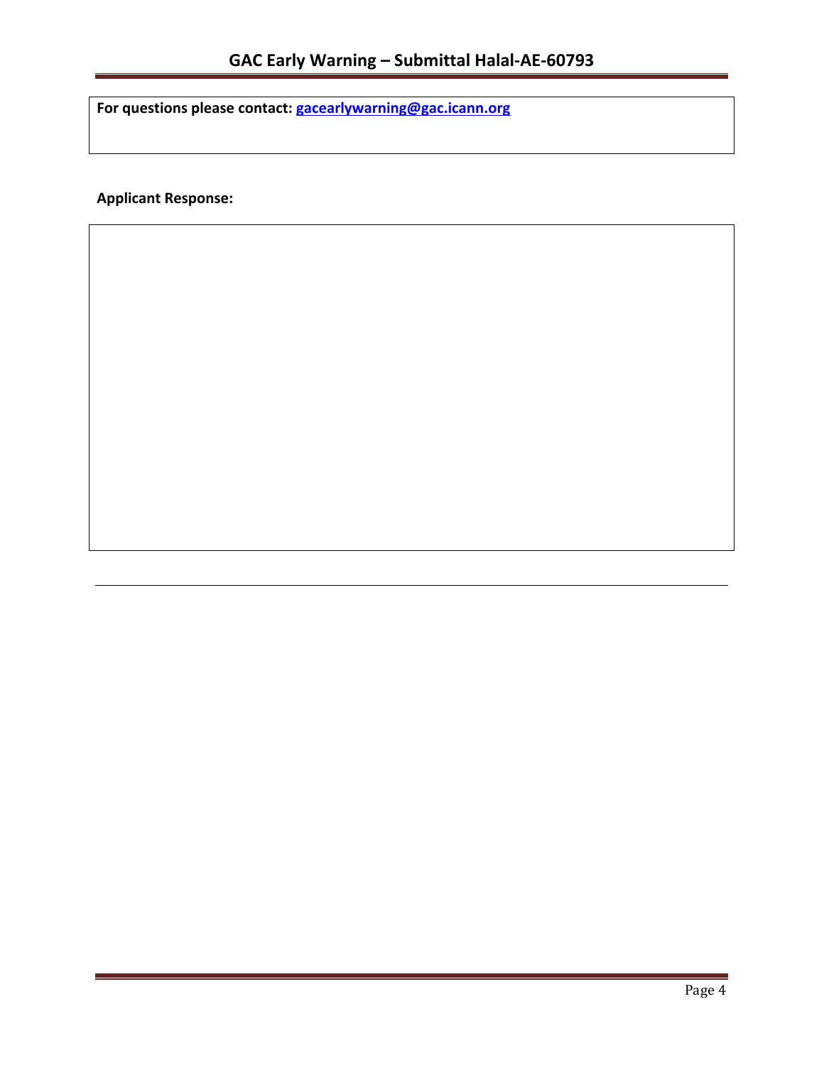For questions please contact: **gacearlywarning@gac.icann.org**

**Applicant Response:**